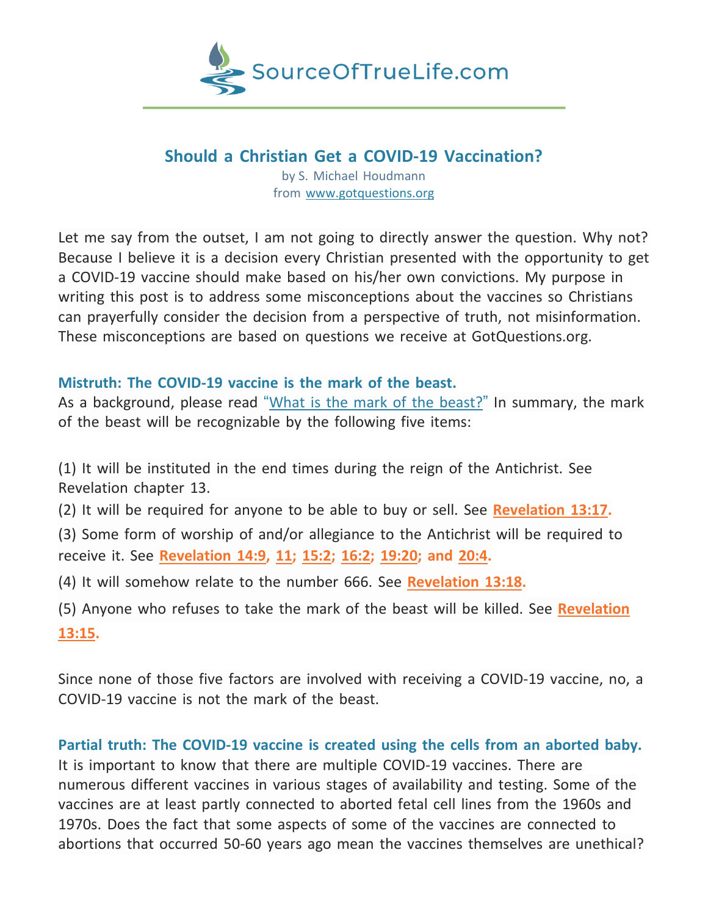SourceOfTrueLife.com

# Should a Christian Get a COVID-19 Vaccination?

by S. Michael Houdmann
from www.gotquestions.org

Let me say from the outset, I am not going to directly answer the question. Why not? Because I believe it is a decision every Christian presented with the opportunity to get a COVID-19 vaccine should make based on his/her own convictions. My purpose in writing this post is to address some misconceptions about the vaccines so Christians can prayerfully consider the decision from a perspective of truth, not misinformation. These misconceptions are based on questions we receive at GotQuestions.org.

## Mistruth: The COVID-19 vaccine is the mark of the beast.

As a background, please read "What is the mark of the beast?" In summary, the mark of the beast will be recognizable by the following five items:

(1) It will be instituted in the end times during the reign of the Antichrist. See Revelation chapter 13.

(2) It will be required for anyone to be able to buy or sell. See **Revelation 13:17.**

(3) Some form of worship of and/or allegiance to the Antichrist will be required to receive it. See **Revelation 14:9, 11; 15:2; 16:2; 19:20; and 20:4.**

(4) It will somehow relate to the number 666. See **Revelation 13:18.**

(5) Anyone who refuses to take the mark of the beast will be killed. See **Revelation 13:15.**

Since none of those five factors are involved with receiving a COVID-19 vaccine, no, a COVID-19 vaccine is not the mark of the beast.

## Partial truth: The COVID-19 vaccine is created using the cells from an aborted baby.

It is important to know that there are multiple COVID-19 vaccines. There are numerous different vaccines in various stages of availability and testing. Some of the vaccines are at least partly connected to aborted fetal cell lines from the 1960s and 1970s. Does the fact that some aspects of some of the vaccines are connected to abortions that occurred 50-60 years ago mean the vaccines themselves are unethical?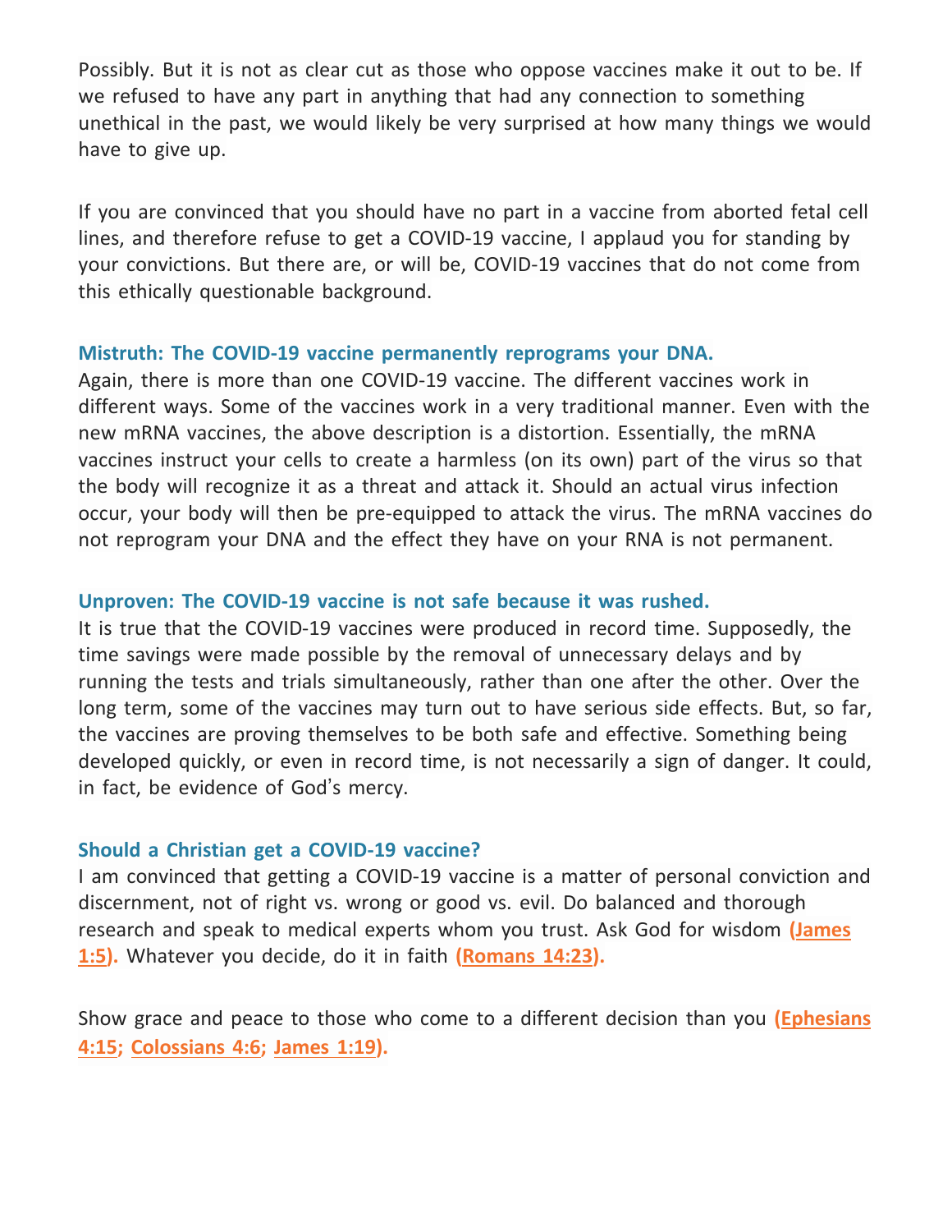Possibly. But it is not as clear cut as those who oppose vaccines make it out to be. If we refused to have any part in anything that had any connection to something unethical in the past, we would likely be very surprised at how many things we would have to give up.

If you are convinced that you should have no part in a vaccine from aborted fetal cell lines, and therefore refuse to get a COVID-19 vaccine, I applaud you for standing by your convictions. But there are, or will be, COVID-19 vaccines that do not come from this ethically questionable background.

### Mistruth: The COVID-19 vaccine permanently reprograms your DNA.

Again, there is more than one COVID-19 vaccine. The different vaccines work in different ways. Some of the vaccines work in a very traditional manner. Even with the new mRNA vaccines, the above description is a distortion. Essentially, the mRNA vaccines instruct your cells to create a harmless (on its own) part of the virus so that the body will recognize it as a threat and attack it. Should an actual virus infection occur, your body will then be pre-equipped to attack the virus. The mRNA vaccines do not reprogram your DNA and the effect they have on your RNA is not permanent.

### Unproven: The COVID-19 vaccine is not safe because it was rushed.

It is true that the COVID-19 vaccines were produced in record time. Supposedly, the time savings were made possible by the removal of unnecessary delays and by running the tests and trials simultaneously, rather than one after the other. Over the long term, some of the vaccines may turn out to have serious side effects. But, so far, the vaccines are proving themselves to be both safe and effective. Something being developed quickly, or even in record time, is not necessarily a sign of danger. It could, in fact, be evidence of God's mercy.

### Should a Christian get a COVID-19 vaccine?

I am convinced that getting a COVID-19 vaccine is a matter of personal conviction and discernment, not of right vs. wrong or good vs. evil. Do balanced and thorough research and speak to medical experts whom you trust. Ask God for wisdom **(James 1:5).** Whatever you decide, do it in faith **(Romans 14:23).**

Show grace and peace to those who come to a different decision than you **(Ephesians 4:15; Colossians 4:6; James 1:19).**